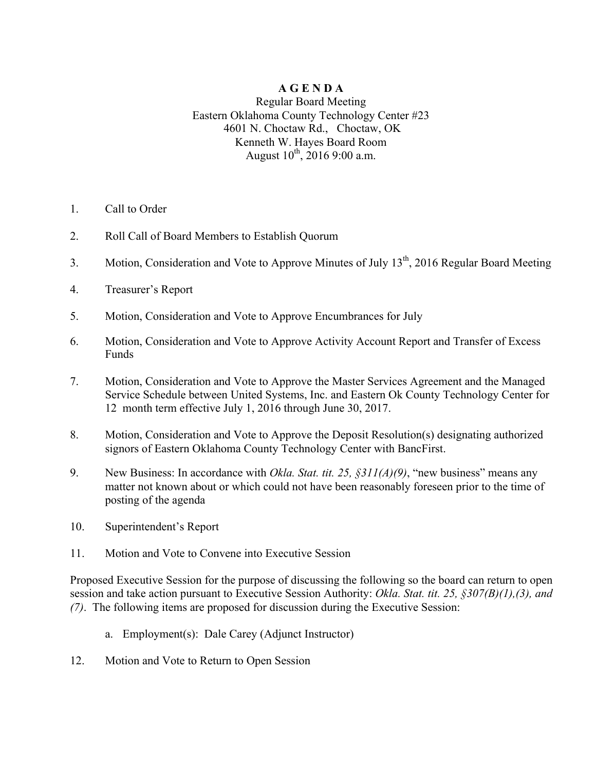# A G E N D A

Regular Board Meeting
Eastern Oklahoma County Technology Center #23
4601 N. Choctaw Rd., Choctaw, OK
Kenneth W. Hayes Board Room
August 10th, 2016 9:00 a.m.

1. Call to Order

2. Roll Call of Board Members to Establish Quorum

3. Motion, Consideration and Vote to Approve Minutes of July 13th, 2016 Regular Board Meeting

4. Treasurer's Report

5. Motion, Consideration and Vote to Approve Encumbrances for July

6. Motion, Consideration and Vote to Approve Activity Account Report and Transfer of Excess Funds

7. Motion, Consideration and Vote to Approve the Master Services Agreement and the Managed Service Schedule between United Systems, Inc. and Eastern Ok County Technology Center for 12 month term effective July 1, 2016 through June 30, 2017.

8. Motion, Consideration and Vote to Approve the Deposit Resolution(s) designating authorized signors of Eastern Oklahoma County Technology Center with BancFirst.

9. New Business: In accordance with *Okla. Stat. tit. 25, §311(A)(9)*, "new business" means any matter not known about or which could not have been reasonably foreseen prior to the time of posting of the agenda

10. Superintendent's Report

11. Motion and Vote to Convene into Executive Session

Proposed Executive Session for the purpose of discussing the following so the board can return to open session and take action pursuant to Executive Session Authority: *Okla. Stat. tit. 25, §307(B)(1),(3), and (7)*. The following items are proposed for discussion during the Executive Session:

a. Employment(s): Dale Carey (Adjunct Instructor)

12. Motion and Vote to Return to Open Session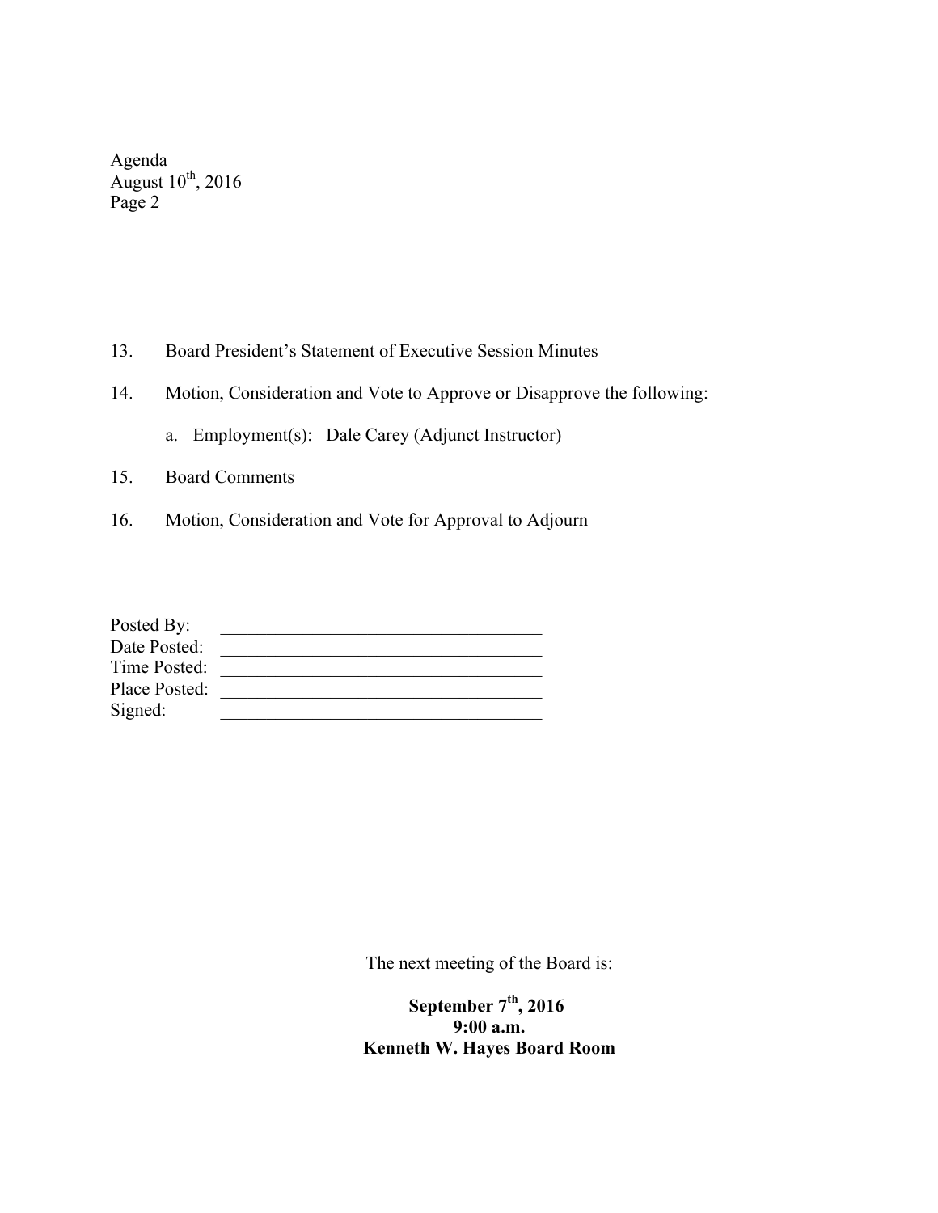13. Board President's Statement of Executive Session Minutes

14. Motion, Consideration and Vote to Approve or Disapprove the following:

    a. Employment(s): Dale Carey (Adjunct Instructor)

15. Board Comments

16. Motion, Consideration and Vote for Approval to Adjourn

Posted By: ___________________________________
Date Posted: ___________________________________
Time Posted: ___________________________________
Place Posted: ___________________________________
Signed: ___________________________________

The next meeting of the Board is:

**September 7th, 2016**
**9:00 a.m.**
**Kenneth W. Hayes Board Room**